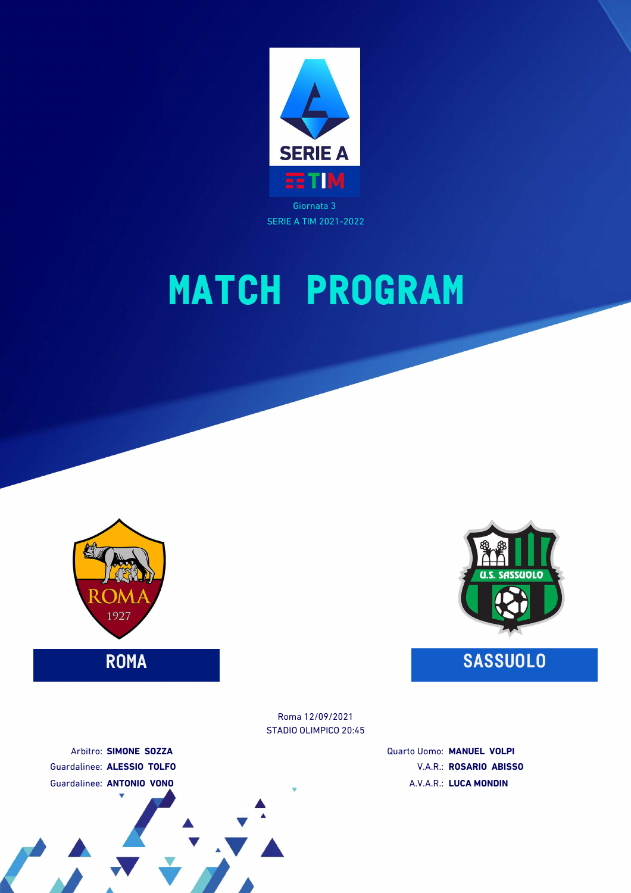SERIE A

TIM

Giornata 3

SERIE A TIM 2021-2022

# MATCH PROGRAM

**ROMA**

**SASSUOLO**

Roma 12/09/2021

STADIO OLIMPICO 20:45

Arbitro: **SIMONE SOZZA**

Guardalinee: **ALESSIO TOLFO**

Guardalinee: **ANTONIO VONO**

Quarto Uomo: **MANUEL VOLPI**

V.A.R.: **ROSARIO ABISSO**

A.V.A.R.: **LUCA MONDIN**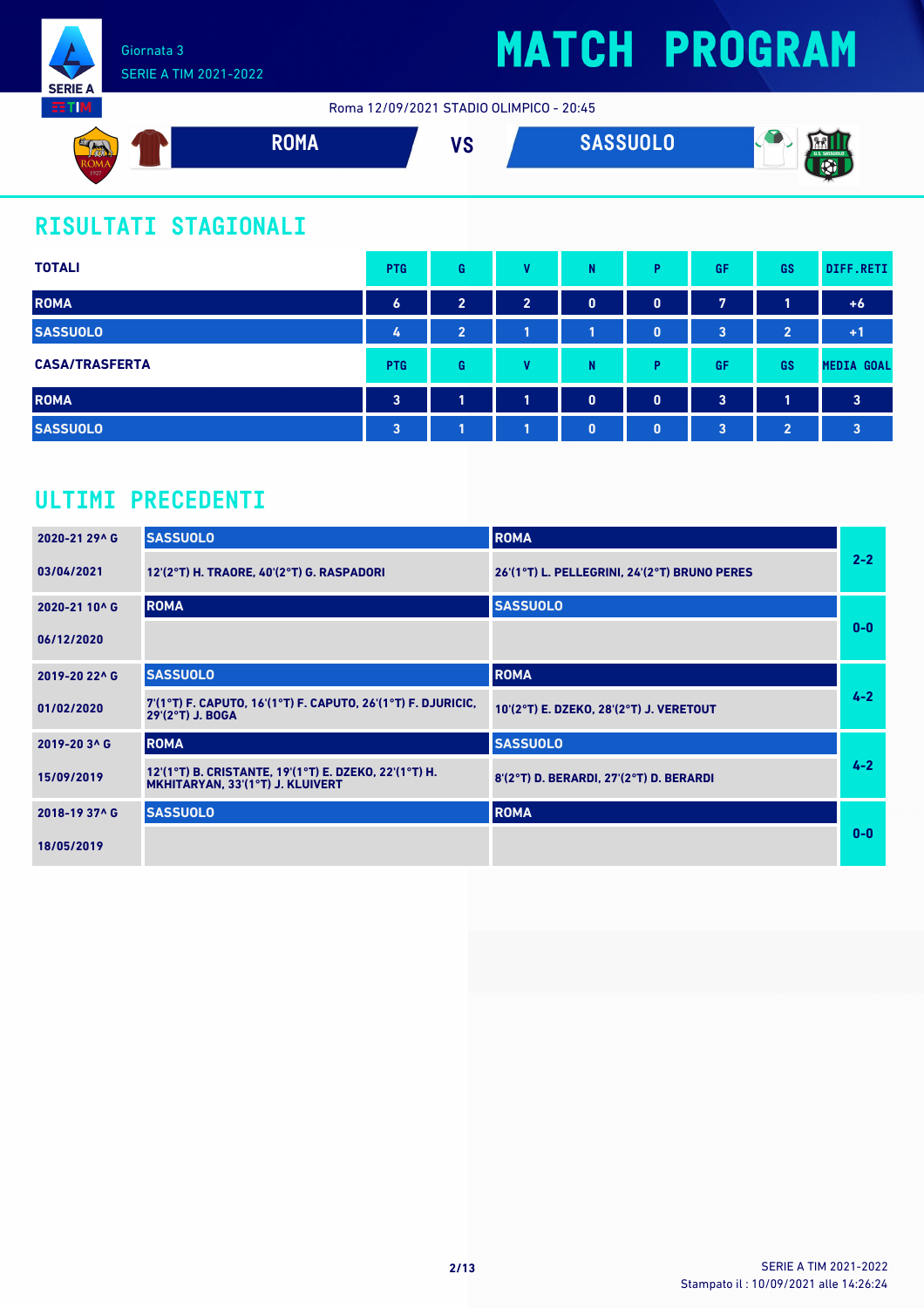Giornata 3
SERIE A TIM 2021-2022

# MATCH PROGRAM

Roma 12/09/2021 STADIO OLIMPICO - 20:45

**ROMA** VS **SASSUOLO**

## RISULTATI STAGIONALI

| TOTALI | PTG | G | V | N | P | GF | GS | DIFF.RETI |
|---|---|---|---|---|---|---|---|---|
| ROMA | 6 | 2 | 2 | 0 | 0 | 7 | 1 | +6 |
| SASSUOLO | 4 | 2 | 1 | 1 | 0 | 3 | 2 | +1 |

| CASA/TRASFERTA | PTG | G | V | N | P | GF | GS | MEDIA GOAL |
|---|---|---|---|---|---|---|---|---|
| ROMA | 3 | 1 | 1 | 0 | 0 | 3 | 1 | 3 |
| SASSUOLO | 3 | 1 | 1 | 0 | 0 | 3 | 2 | 3 |

## ULTIMI PRECEDENTI

| Giornata / Data | Casa | Trasferta | Risultato |
|---|---|---|---|
| 2020-21 29^ G | SASSUOLO | ROMA | 2-2 |
| 03/04/2021 | 12'(2°T) H. TRAORE, 40'(2°T) G. RASPADORI | 26'(1°T) L. PELLEGRINI, 24'(2°T) BRUNO PERES | |
| 2020-21 10^ G | ROMA | SASSUOLO | 0-0 |
| 06/12/2020 | | | |
| 2019-20 22^ G | SASSUOLO | ROMA | 4-2 |
| 01/02/2020 | 7'(1°T) F. CAPUTO, 16'(1°T) F. CAPUTO, 26'(1°T) F. DJURICIC, 29'(2°T) J. BOGA | 10'(2°T) E. DZEKO, 28'(2°T) J. VERETOUT | |
| 2019-20 3^ G | ROMA | SASSUOLO | 4-2 |
| 15/09/2019 | 12'(1°T) B. CRISTANTE, 19'(1°T) E. DZEKO, 22'(1°T) H. MKHITARYAN, 33'(1°T) J. KLUIVERT | 8'(2°T) D. BERARDI, 27'(2°T) D. BERARDI | |
| 2018-19 37^ G | SASSUOLO | ROMA | 0-0 |
| 18/05/2019 | | | |

SERIE A TIM 2021-2022
Stampato il : 10/09/2021 alle 14:26:24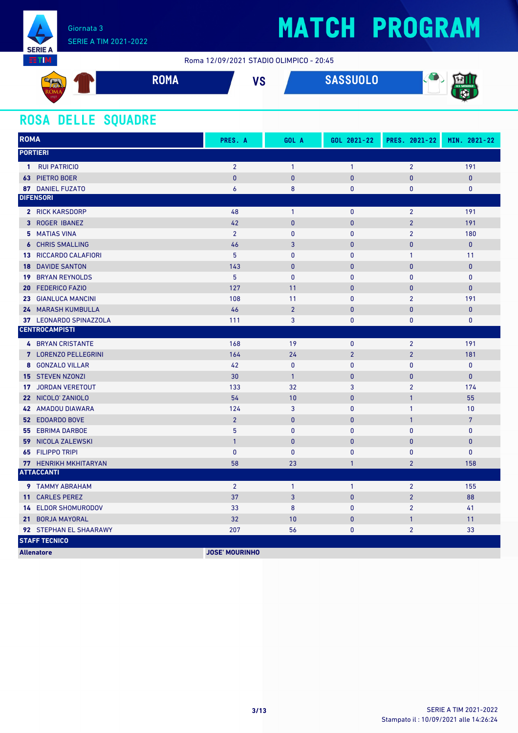Giornata 3
SERIE A TIM 2021-2022

# MATCH PROGRAM

Roma 12/09/2021 STADIO OLIMPICO - 20:45

**ROMA** VS **SASSUOLO**

## ROSA DELLE SQUADRE

| ROMA | PRES. A | GOL A | GOL 2021-22 | PRES. 2021-22 | MIN. 2021-22 |
|---|---|---|---|---|---|
| **PORTIERI** | | | | | |
| 1 RUI PATRICIO | 2 | 1 | 1 | 2 | 191 |
| 63 PIETRO BOER | 0 | 0 | 0 | 0 | 0 |
| 87 DANIEL FUZATO | 6 | 8 | 0 | 0 | 0 |
| **DIFENSORI** | | | | | |
| 2 RICK KARSDORP | 48 | 1 | 0 | 2 | 191 |
| 3 ROGER IBANEZ | 42 | 0 | 0 | 2 | 191 |
| 5 MATIAS VINA | 2 | 0 | 0 | 2 | 180 |
| 6 CHRIS SMALLING | 46 | 3 | 0 | 0 | 0 |
| 13 RICCARDO CALAFIORI | 5 | 0 | 0 | 1 | 11 |
| 18 DAVIDE SANTON | 143 | 0 | 0 | 0 | 0 |
| 19 BRYAN REYNOLDS | 5 | 0 | 0 | 0 | 0 |
| 20 FEDERICO FAZIO | 127 | 11 | 0 | 0 | 0 |
| 23 GIANLUCA MANCINI | 108 | 11 | 0 | 2 | 191 |
| 24 MARASH KUMBULLA | 46 | 2 | 0 | 0 | 0 |
| 37 LEONARDO SPINAZZOLA | 111 | 3 | 0 | 0 | 0 |
| **CENTROCAMPISTI** | | | | | |
| 4 BRYAN CRISTANTE | 168 | 19 | 0 | 2 | 191 |
| 7 LORENZO PELLEGRINI | 164 | 24 | 2 | 2 | 181 |
| 8 GONZALO VILLAR | 42 | 0 | 0 | 0 | 0 |
| 15 STEVEN NZONZI | 30 | 1 | 0 | 0 | 0 |
| 17 JORDAN VERETOUT | 133 | 32 | 3 | 2 | 174 |
| 22 NICOLO' ZANIOLO | 54 | 10 | 0 | 1 | 55 |
| 42 AMADOU DIAWARA | 124 | 3 | 0 | 1 | 10 |
| 52 EDOARDO BOVE | 2 | 0 | 0 | 1 | 7 |
| 55 EBRIMA DARBOE | 5 | 0 | 0 | 0 | 0 |
| 59 NICOLA ZALEWSKI | 1 | 0 | 0 | 0 | 0 |
| 65 FILIPPO TRIPI | 0 | 0 | 0 | 0 | 0 |
| 77 HENRIKH MKHITARYAN | 58 | 23 | 1 | 2 | 158 |
| **ATTACCANTI** | | | | | |
| 9 TAMMY ABRAHAM | 2 | 1 | 1 | 2 | 155 |
| 11 CARLES PEREZ | 37 | 3 | 0 | 2 | 88 |
| 14 ELDOR SHOMURODOV | 33 | 8 | 0 | 2 | 41 |
| 21 BORJA MAYORAL | 32 | 10 | 0 | 1 | 11 |
| 92 STEPHAN EL SHAARAWY | 207 | 56 | 0 | 2 | 33 |
| **STAFF TECNICO** | | | | | |
| **Allenatore** | **JOSE' MOURINHO** | | | | |

SERIE A TIM 2021-2022
Stampato il : 10/09/2021 alle 14:26:24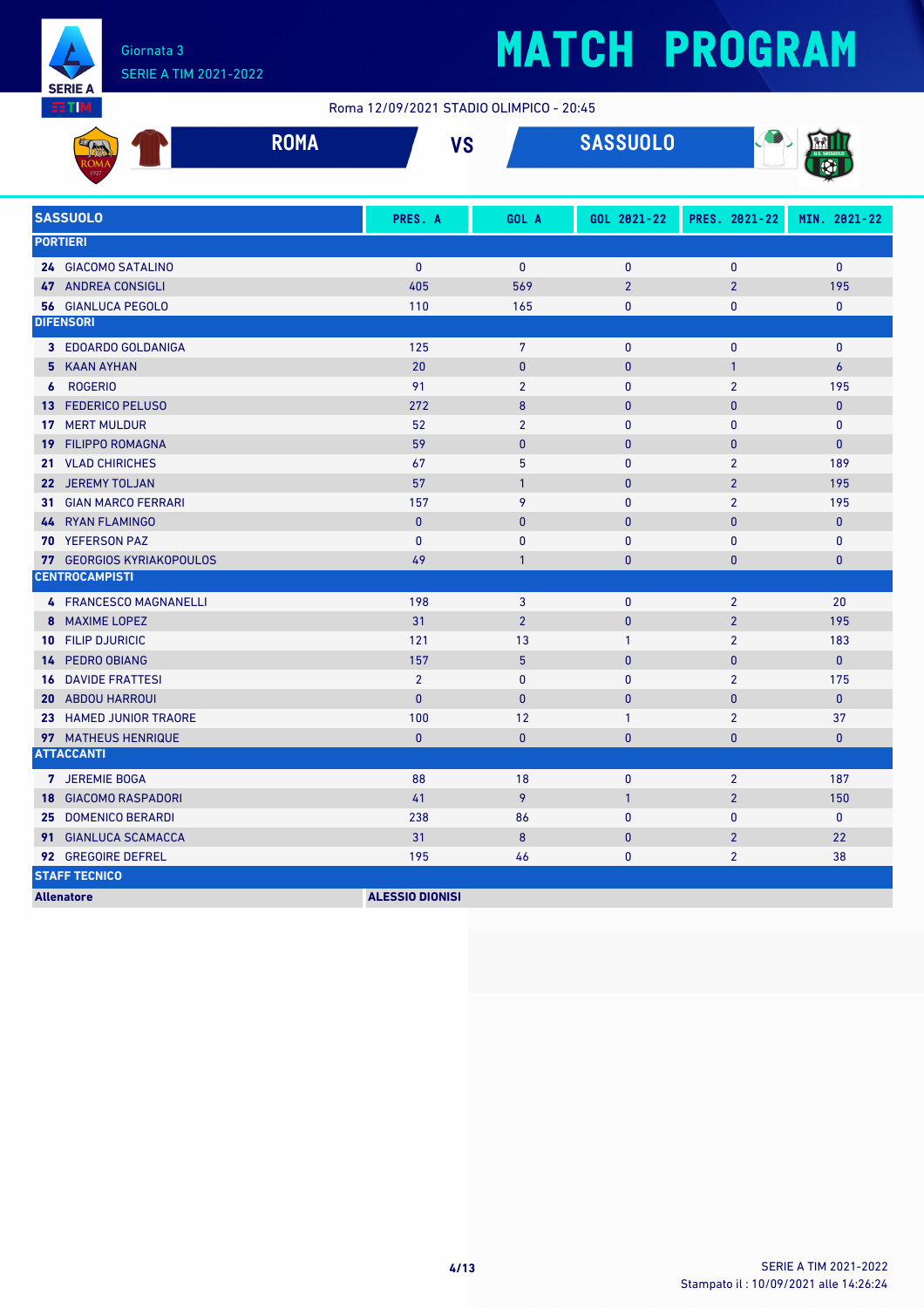# MATCH PROGRAM

Giornata 3
SERIE A TIM 2021-2022

Roma 12/09/2021 STADIO OLIMPICO - 20:45

## ROMA VS SASSUOLO

| SASSUOLO | PRES. A | GOL A | GOL 2021-22 | PRES. 2021-22 | MIN. 2021-22 |
|---|---|---|---|---|---|
| **PORTIERI** | | | | | |
| **24** GIACOMO SATALINO | 0 | 0 | 0 | 0 | 0 |
| **47** ANDREA CONSIGLI | 405 | 569 | 2 | 2 | 195 |
| **56** GIANLUCA PEGOLO | 110 | 165 | 0 | 0 | 0 |
| **DIFENSORI** | | | | | |
| **3** EDOARDO GOLDANIGA | 125 | 7 | 0 | 0 | 0 |
| **5** KAAN AYHAN | 20 | 0 | 0 | 1 | 6 |
| **6** ROGERIO | 91 | 2 | 0 | 2 | 195 |
| **13** FEDERICO PELUSO | 272 | 8 | 0 | 0 | 0 |
| **17** MERT MULDUR | 52 | 2 | 0 | 0 | 0 |
| **19** FILIPPO ROMAGNA | 59 | 0 | 0 | 0 | 0 |
| **21** VLAD CHIRICHES | 67 | 5 | 0 | 2 | 189 |
| **22** JEREMY TOLJAN | 57 | 1 | 0 | 2 | 195 |
| **31** GIAN MARCO FERRARI | 157 | 9 | 0 | 2 | 195 |
| **44** RYAN FLAMINGO | 0 | 0 | 0 | 0 | 0 |
| **70** YEFERSON PAZ | 0 | 0 | 0 | 0 | 0 |
| **77** GEORGIOS KYRIAKOPOULOS | 49 | 1 | 0 | 0 | 0 |
| **CENTROCAMPISTI** | | | | | |
| **4** FRANCESCO MAGNANELLI | 198 | 3 | 0 | 2 | 20 |
| **8** MAXIME LOPEZ | 31 | 2 | 0 | 2 | 195 |
| **10** FILIP DJURICIC | 121 | 13 | 1 | 2 | 183 |
| **14** PEDRO OBIANG | 157 | 5 | 0 | 0 | 0 |
| **16** DAVIDE FRATTESI | 2 | 0 | 0 | 2 | 175 |
| **20** ABDOU HARROUI | 0 | 0 | 0 | 0 | 0 |
| **23** HAMED JUNIOR TRAORE | 100 | 12 | 1 | 2 | 37 |
| **97** MATHEUS HENRIQUE | 0 | 0 | 0 | 0 | 0 |
| **ATTACCANTI** | | | | | |
| **7** JEREMIE BOGA | 88 | 18 | 0 | 2 | 187 |
| **18** GIACOMO RASPADORI | 41 | 9 | 1 | 2 | 150 |
| **25** DOMENICO BERARDI | 238 | 86 | 0 | 0 | 0 |
| **91** GIANLUCA SCAMACCA | 31 | 8 | 0 | 2 | 22 |
| **92** GREGOIRE DEFREL | 195 | 46 | 0 | 2 | 38 |
| **STAFF TECNICO** | | | | | |
| **Allenatore** | **ALESSIO DIONISI** | | | | |

Stampato il : 10/09/2021 alle 14:26:24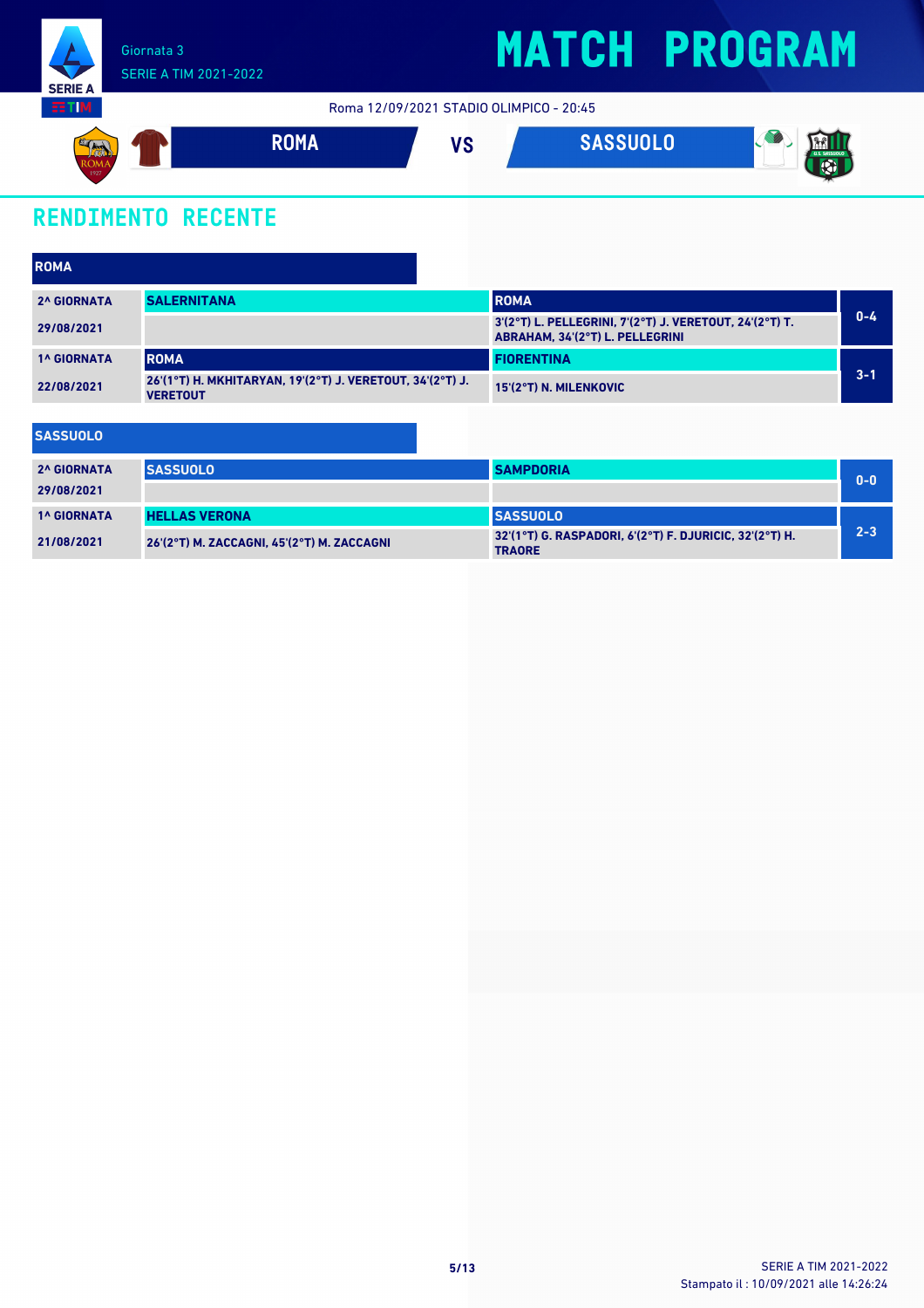Giornata 3
SERIE A TIM 2021-2022

# MATCH PROGRAM

Roma 12/09/2021 STADIO OLIMPICO - 20:45

**ROMA** VS **SASSUOLO**

## RENDIMENTO RECENTE

### ROMA

| Giornata | Casa | Trasferta | Risultato |
|---|---|---|---|
| 2^ GIORNATA 29/08/2021 | SALERNITANA | ROMA<br>3'(2°T) L. PELLEGRINI, 7'(2°T) J. VERETOUT, 24'(2°T) T. ABRAHAM, 34'(2°T) L. PELLEGRINI | 0-4 |
| 1^ GIORNATA 22/08/2021 | ROMA<br>26'(1°T) H. MKHITARYAN, 19'(2°T) J. VERETOUT, 34'(2°T) J. VERETOUT | FIORENTINA<br>15'(2°T) N. MILENKOVIC | 3-1 |

### SASSUOLO

| Giornata | Casa | Trasferta | Risultato |
|---|---|---|---|
| 2^ GIORNATA 29/08/2021 | SASSUOLO | SAMPDORIA | 0-0 |
| 1^ GIORNATA 21/08/2021 | HELLAS VERONA<br>26'(2°T) M. ZACCAGNI, 45'(2°T) M. ZACCAGNI | SASSUOLO<br>32'(1°T) G. RASPADORI, 6'(2°T) F. DJURICIC, 32'(2°T) H. TRAORE | 2-3 |

SERIE A TIM 2021-2022
Stampato il : 10/09/2021 alle 14:26:24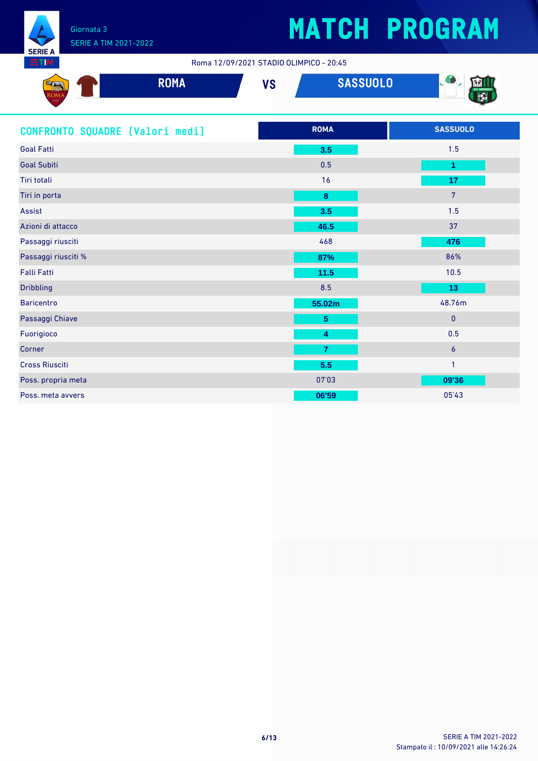# MATCH PROGRAM

Giornata 3
SERIE A TIM 2021-2022

Roma 12/09/2021 STADIO OLIMPICO - 20:45

**ROMA** VS **SASSUOLO**

## CONFRONTO SQUADRE [Valori medi]

| | ROMA | SASSUOLO |
|---|---|---|
| Goal Fatti | 3.5 | 1.5 |
| Goal Subiti | 0.5 | 1 |
| Tiri totali | 16 | 17 |
| Tiri in porta | 8 | 7 |
| Assist | 3.5 | 1.5 |
| Azioni di attacco | 46.5 | 37 |
| Passaggi riusciti | 468 | 476 |
| Passaggi riusciti % | 87% | 86% |
| Falli Fatti | 11.5 | 10.5 |
| Dribbling | 8.5 | 13 |
| Baricentro | 55.02m | 48.76m |
| Passaggi Chiave | 5 | 0 |
| Fuorigioco | 4 | 0.5 |
| Corner | 7 | 6 |
| Cross Riusciti | 5.5 | 1 |
| Poss. propria meta | 07'03 | 09'36 |
| Poss. meta avvers | 06'59 | 05'43 |

SERIE A TIM 2021-2022
Stampato il : 10/09/2021 alle 14:26:24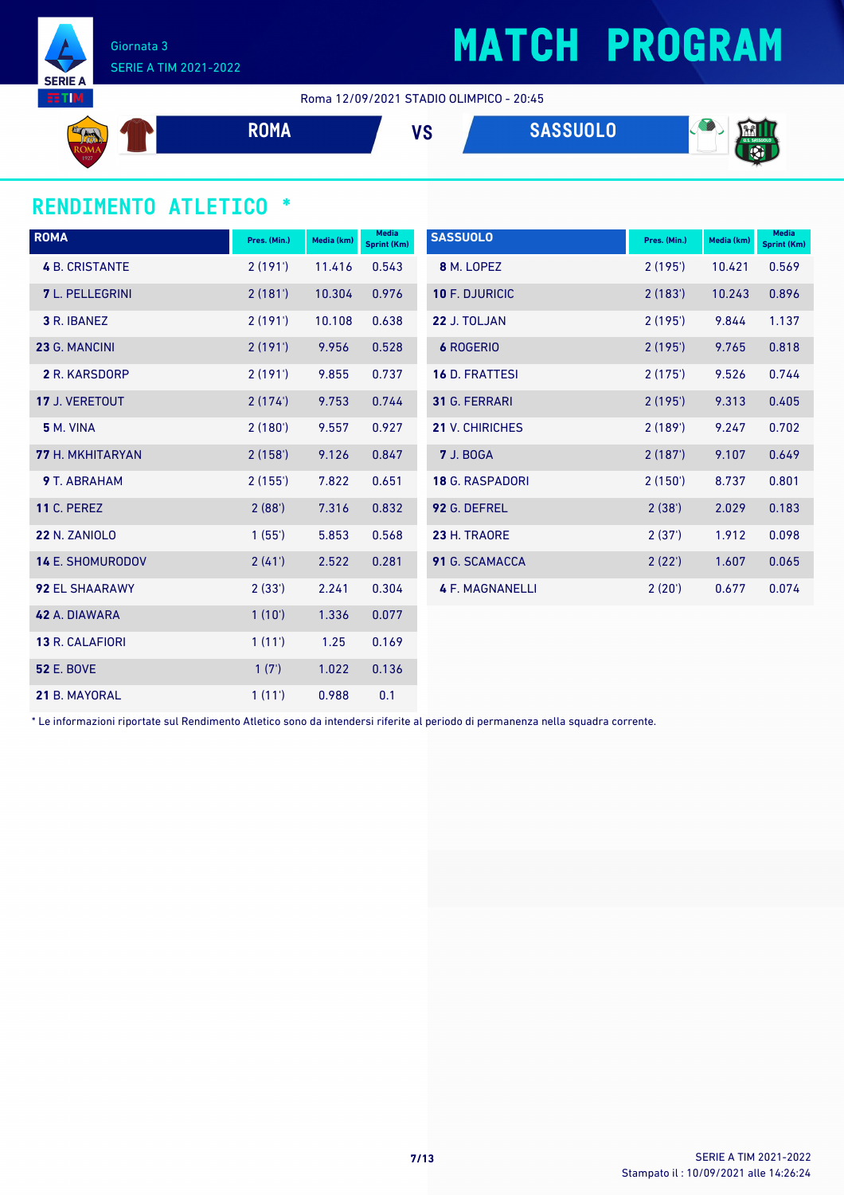# MATCH PROGRAM

Giornata 3
SERIE A TIM 2021-2022

Roma 12/09/2021 STADIO OLIMPICO - 20:45

**ROMA** VS **SASSUOLO**

## RENDIMENTO ATLETICO *

| ROMA | Pres. (Min.) | Media (km) | Media Sprint (Km) |
|---|---|---|---|
| **4** B. CRISTANTE | 2 (191') | 11.416 | 0.543 |
| **7** L. PELLEGRINI | 2 (181') | 10.304 | 0.976 |
| **3** R. IBANEZ | 2 (191') | 10.108 | 0.638 |
| **23** G. MANCINI | 2 (191') | 9.956 | 0.528 |
| **2** R. KARSDORP | 2 (191') | 9.855 | 0.737 |
| **17** J. VERETOUT | 2 (174') | 9.753 | 0.744 |
| **5** M. VINA | 2 (180') | 9.557 | 0.927 |
| **77** H. MKHITARYAN | 2 (158') | 9.126 | 0.847 |
| **9** T. ABRAHAM | 2 (155') | 7.822 | 0.651 |
| **11** C. PEREZ | 2 (88') | 7.316 | 0.832 |
| **22** N. ZANIOLO | 1 (55') | 5.853 | 0.568 |
| **14** E. SHOMURODOV | 2 (41') | 2.522 | 0.281 |
| **92** EL SHAARAWY | 2 (33') | 2.241 | 0.304 |
| **42** A. DIAWARA | 1 (10') | 1.336 | 0.077 |
| **13** R. CALAFIORI | 1 (11') | 1.25 | 0.169 |
| **52** E. BOVE | 1 (7') | 1.022 | 0.136 |
| **21** B. MAYORAL | 1 (11') | 0.988 | 0.1 |

| SASSUOLO | Pres. (Min.) | Media (km) | Media Sprint (Km) |
|---|---|---|---|
| **8** M. LOPEZ | 2 (195') | 10.421 | 0.569 |
| **10** F. DJURICIC | 2 (183') | 10.243 | 0.896 |
| **22** J. TOLJAN | 2 (195') | 9.844 | 1.137 |
| **6** ROGERIO | 2 (195') | 9.765 | 0.818 |
| **16** D. FRATTESI | 2 (175') | 9.526 | 0.744 |
| **31** G. FERRARI | 2 (195') | 9.313 | 0.405 |
| **21** V. CHIRICHES | 2 (189') | 9.247 | 0.702 |
| **7** J. BOGA | 2 (187') | 9.107 | 0.649 |
| **18** G. RASPADORI | 2 (150') | 8.737 | 0.801 |
| **92** G. DEFREL | 2 (38') | 2.029 | 0.183 |
| **23** H. TRAORE | 2 (37') | 1.912 | 0.098 |
| **91** G. SCAMACCA | 2 (22') | 1.607 | 0.065 |
| **4** F. MAGNANELLI | 2 (20') | 0.677 | 0.074 |

* Le informazioni riportate sul Rendimento Atletico sono da intendersi riferite al periodo di permanenza nella squadra corrente.

SERIE A TIM 2021-2022
Stampato il : 10/09/2021 alle 14:26:24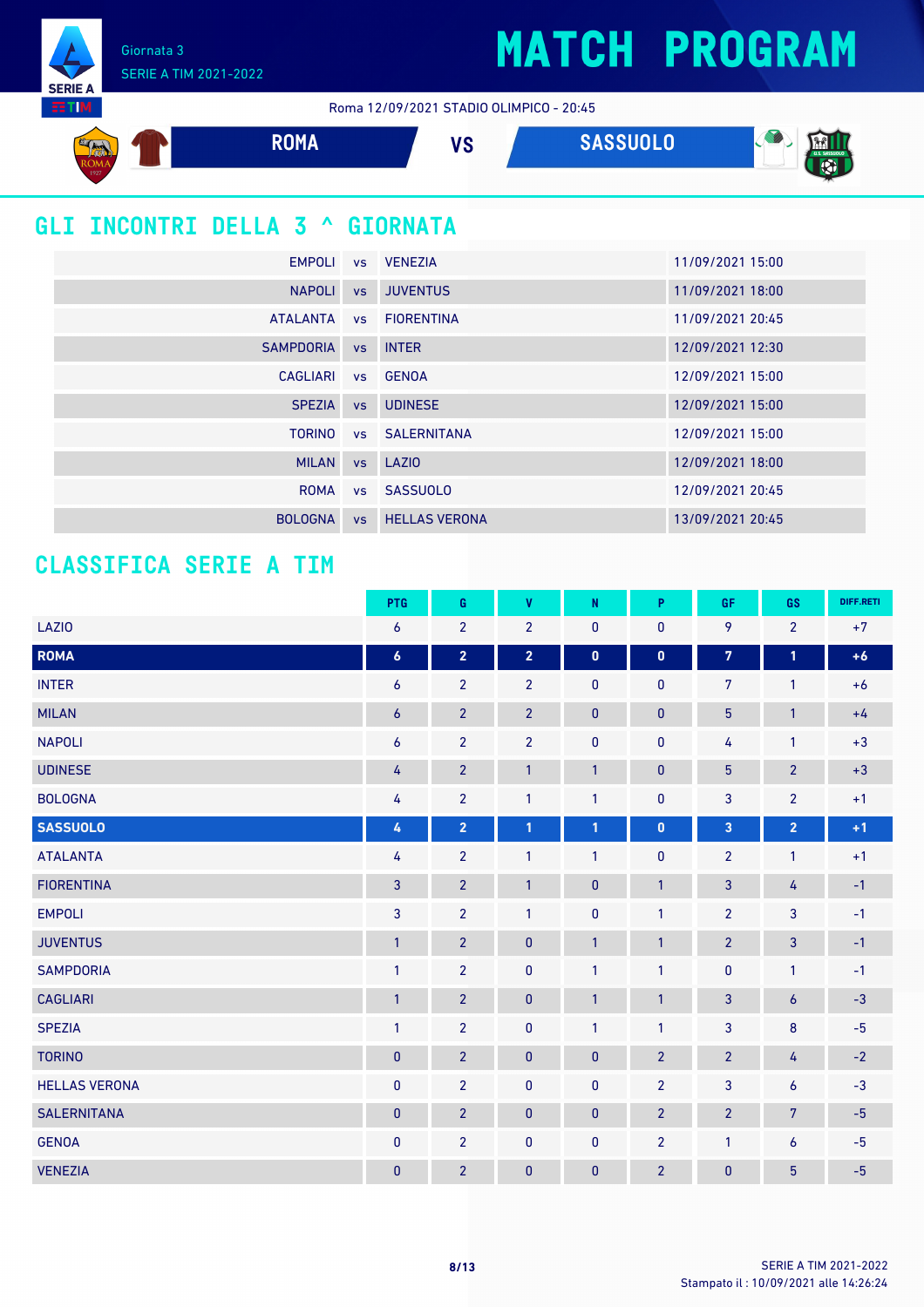Giornata 3
SERIE A TIM 2021-2022

# MATCH PROGRAM

Roma 12/09/2021 STADIO OLIMPICO - 20:45

**ROMA** VS **SASSUOLO**

## GLI INCONTRI DELLA 3 ^ GIORNATA

| | | | |
|---|---|---|---|
| EMPOLI | vs | VENEZIA | 11/09/2021 15:00 |
| NAPOLI | vs | JUVENTUS | 11/09/2021 18:00 |
| ATALANTA | vs | FIORENTINA | 11/09/2021 20:45 |
| SAMPDORIA | vs | INTER | 12/09/2021 12:30 |
| CAGLIARI | vs | GENOA | 12/09/2021 15:00 |
| SPEZIA | vs | UDINESE | 12/09/2021 15:00 |
| TORINO | vs | SALERNITANA | 12/09/2021 15:00 |
| MILAN | vs | LAZIO | 12/09/2021 18:00 |
| ROMA | vs | SASSUOLO | 12/09/2021 20:45 |
| BOLOGNA | vs | HELLAS VERONA | 13/09/2021 20:45 |

## CLASSIFICA SERIE A TIM

| | PTG | G | V | N | P | GF | GS | DIFF.RETI |
|---|---|---|---|---|---|---|---|---|
| LAZIO | 6 | 2 | 2 | 0 | 0 | 9 | 2 | +7 |
| **ROMA** | **6** | **2** | **2** | **0** | **0** | **7** | **1** | **+6** |
| INTER | 6 | 2 | 2 | 0 | 0 | 7 | 1 | +6 |
| MILAN | 6 | 2 | 2 | 0 | 0 | 5 | 1 | +4 |
| NAPOLI | 6 | 2 | 2 | 0 | 0 | 4 | 1 | +3 |
| UDINESE | 4 | 2 | 1 | 1 | 0 | 5 | 2 | +3 |
| BOLOGNA | 4 | 2 | 1 | 1 | 0 | 3 | 2 | +1 |
| **SASSUOLO** | **4** | **2** | **1** | **1** | **0** | **3** | **2** | **+1** |
| ATALANTA | 4 | 2 | 1 | 1 | 0 | 2 | 1 | +1 |
| FIORENTINA | 3 | 2 | 1 | 0 | 1 | 3 | 4 | -1 |
| EMPOLI | 3 | 2 | 1 | 0 | 1 | 2 | 3 | -1 |
| JUVENTUS | 1 | 2 | 0 | 1 | 1 | 2 | 3 | -1 |
| SAMPDORIA | 1 | 2 | 0 | 1 | 1 | 0 | 1 | -1 |
| CAGLIARI | 1 | 2 | 0 | 1 | 1 | 3 | 6 | -3 |
| SPEZIA | 1 | 2 | 0 | 1 | 1 | 3 | 8 | -5 |
| TORINO | 0 | 2 | 0 | 0 | 2 | 2 | 4 | -2 |
| HELLAS VERONA | 0 | 2 | 0 | 0 | 2 | 3 | 6 | -3 |
| SALERNITANA | 0 | 2 | 0 | 0 | 2 | 2 | 7 | -5 |
| GENOA | 0 | 2 | 0 | 0 | 2 | 1 | 6 | -5 |
| VENEZIA | 0 | 2 | 0 | 0 | 2 | 0 | 5 | -5 |

SERIE A TIM 2021-2022
Stampato il : 10/09/2021 alle 14:26:24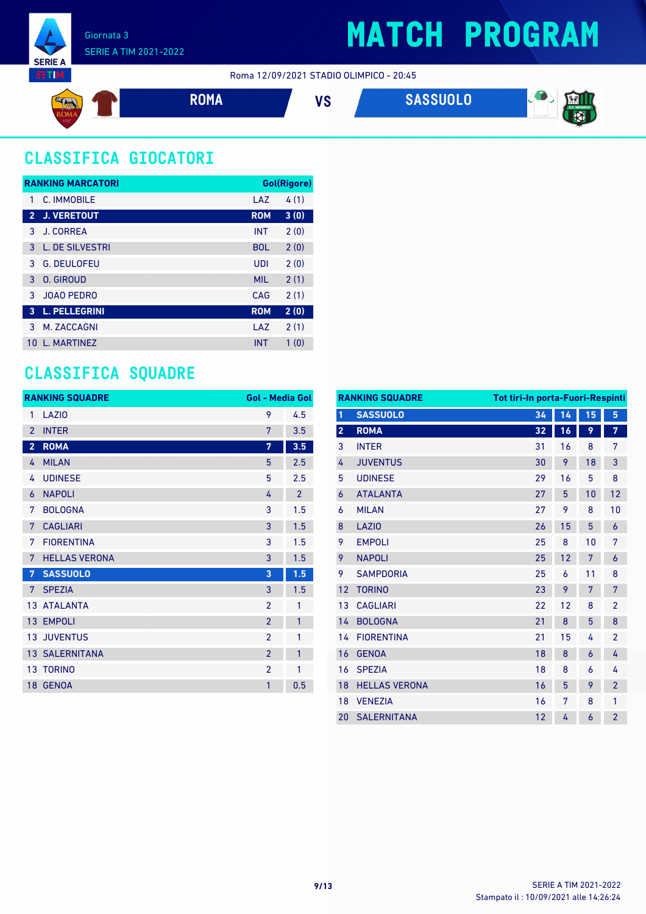Giornata 3
SERIE A TIM 2021-2022

# MATCH PROGRAM

Roma 12/09/2021 STADIO OLIMPICO - 20:45

**ROMA** VS **SASSUOLO**

## CLASSIFICA GIOCATORI

| RANKING MARCATORI | | | Gol(Rigore) |
|---|---|---|---|
| 1 | C. IMMOBILE | LAZ | 4 (1) |
| **2** | **J. VERETOUT** | **ROM** | **3 (0)** |
| 3 | J. CORREA | INT | 2 (0) |
| 3 | L. DE SILVESTRI | BOL | 2 (0) |
| 3 | G. DEULOFEU | UDI | 2 (0) |
| 3 | O. GIROUD | MIL | 2 (1) |
| 3 | JOAO PEDRO | CAG | 2 (1) |
| **3** | **L. PELLEGRINI** | **ROM** | **2 (0)** |
| 3 | M. ZACCAGNI | LAZ | 2 (1) |
| 10 | L. MARTINEZ | INT | 1 (0) |

## CLASSIFICA SQUADRE

| RANKING SQUADRE | | Gol | Media Gol |
|---|---|---|---|
| 1 | LAZIO | 9 | 4.5 |
| 2 | INTER | 7 | 3.5 |
| **2** | **ROMA** | **7** | **3.5** |
| 4 | MILAN | 5 | 2.5 |
| 4 | UDINESE | 5 | 2.5 |
| 6 | NAPOLI | 4 | 2 |
| 7 | BOLOGNA | 3 | 1.5 |
| 7 | CAGLIARI | 3 | 1.5 |
| 7 | FIORENTINA | 3 | 1.5 |
| 7 | HELLAS VERONA | 3 | 1.5 |
| **7** | **SASSUOLO** | **3** | **1.5** |
| 7 | SPEZIA | 3 | 1.5 |
| 13 | ATALANTA | 2 | 1 |
| 13 | EMPOLI | 2 | 1 |
| 13 | JUVENTUS | 2 | 1 |
| 13 | SALERNITANA | 2 | 1 |
| 13 | TORINO | 2 | 1 |
| 18 | GENOA | 1 | 0.5 |

| RANKING SQUADRE | | Tot tiri | In porta | Fuori | Respinti |
|---|---|---|---|---|---|
| **1** | **SASSUOLO** | **34** | **14** | **15** | **5** |
| **2** | **ROMA** | **32** | **16** | **9** | **7** |
| 3 | INTER | 31 | 16 | 8 | 7 |
| 4 | JUVENTUS | 30 | 9 | 18 | 3 |
| 5 | UDINESE | 29 | 16 | 5 | 8 |
| 6 | ATALANTA | 27 | 5 | 10 | 12 |
| 6 | MILAN | 27 | 9 | 8 | 10 |
| 8 | LAZIO | 26 | 15 | 5 | 6 |
| 9 | EMPOLI | 25 | 8 | 10 | 7 |
| 9 | NAPOLI | 25 | 12 | 7 | 6 |
| 9 | SAMPDORIA | 25 | 6 | 11 | 8 |
| 12 | TORINO | 23 | 9 | 7 | 7 |
| 13 | CAGLIARI | 22 | 12 | 8 | 2 |
| 14 | BOLOGNA | 21 | 8 | 5 | 8 |
| 14 | FIORENTINA | 21 | 15 | 4 | 2 |
| 16 | GENOA | 18 | 8 | 6 | 4 |
| 16 | SPEZIA | 18 | 8 | 6 | 4 |
| 18 | HELLAS VERONA | 16 | 5 | 9 | 2 |
| 18 | VENEZIA | 16 | 7 | 8 | 1 |
| 20 | SALERNITANA | 12 | 4 | 6 | 2 |

Stampato il : 10/09/2021 alle 14:26:24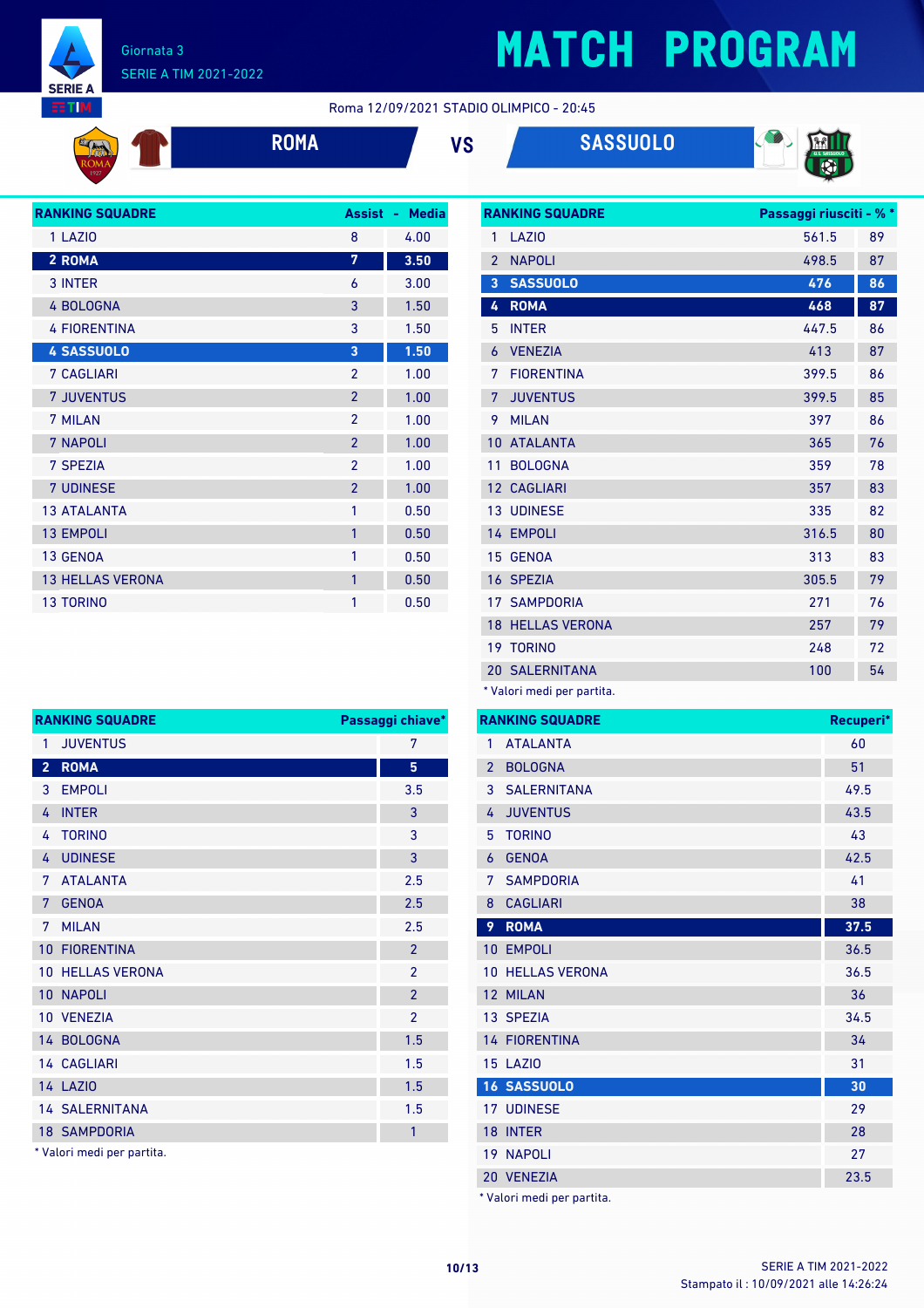Giornata 3
SERIE A TIM 2021-2022

# MATCH PROGRAM

Roma 12/09/2021 STADIO OLIMPICO - 20:45

**ROMA** VS **SASSUOLO**

| RANKING SQUADRE | Assist | Media |
|---|---|---|
| 1 LAZIO | 8 | 4.00 |
| 2 ROMA | 7 | 3.50 |
| 3 INTER | 6 | 3.00 |
| 4 BOLOGNA | 3 | 1.50 |
| 4 FIORENTINA | 3 | 1.50 |
| 4 SASSUOLO | 3 | 1.50 |
| 7 CAGLIARI | 2 | 1.00 |
| 7 JUVENTUS | 2 | 1.00 |
| 7 MILAN | 2 | 1.00 |
| 7 NAPOLI | 2 | 1.00 |
| 7 SPEZIA | 2 | 1.00 |
| 7 UDINESE | 2 | 1.00 |
| 13 ATALANTA | 1 | 0.50 |
| 13 EMPOLI | 1 | 0.50 |
| 13 GENOA | 1 | 0.50 |
| 13 HELLAS VERONA | 1 | 0.50 |
| 13 TORINO | 1 | 0.50 |

| RANKING SQUADRE | Passaggi riusciti * | % * |
|---|---|---|
| 1 LAZIO | 561.5 | 89 |
| 2 NAPOLI | 498.5 | 87 |
| 3 SASSUOLO | 476 | 86 |
| 4 ROMA | 468 | 87 |
| 5 INTER | 447.5 | 86 |
| 6 VENEZIA | 413 | 87 |
| 7 FIORENTINA | 399.5 | 86 |
| 7 JUVENTUS | 399.5 | 85 |
| 9 MILAN | 397 | 86 |
| 10 ATALANTA | 365 | 76 |
| 11 BOLOGNA | 359 | 78 |
| 12 CAGLIARI | 357 | 83 |
| 13 UDINESE | 335 | 82 |
| 14 EMPOLI | 316.5 | 80 |
| 15 GENOA | 313 | 83 |
| 16 SPEZIA | 305.5 | 79 |
| 17 SAMPDORIA | 271 | 76 |
| 18 HELLAS VERONA | 257 | 79 |
| 19 TORINO | 248 | 72 |
| 20 SALERNITANA | 100 | 54 |

\* Valori medi per partita.

| RANKING SQUADRE | Passaggi chiave* |
|---|---|
| 1 JUVENTUS | 7 |
| 2 ROMA | 5 |
| 3 EMPOLI | 3.5 |
| 4 INTER | 3 |
| 4 TORINO | 3 |
| 4 UDINESE | 3 |
| 7 ATALANTA | 2.5 |
| 7 GENOA | 2.5 |
| 7 MILAN | 2.5 |
| 10 FIORENTINA | 2 |
| 10 HELLAS VERONA | 2 |
| 10 NAPOLI | 2 |
| 10 VENEZIA | 2 |
| 14 BOLOGNA | 1.5 |
| 14 CAGLIARI | 1.5 |
| 14 LAZIO | 1.5 |
| 14 SALERNITANA | 1.5 |
| 18 SAMPDORIA | 1 |

\* Valori medi per partita.

| RANKING SQUADRE | Recuperi* |
|---|---|
| 1 ATALANTA | 60 |
| 2 BOLOGNA | 51 |
| 3 SALERNITANA | 49.5 |
| 4 JUVENTUS | 43.5 |
| 5 TORINO | 43 |
| 6 GENOA | 42.5 |
| 7 SAMPDORIA | 41 |
| 8 CAGLIARI | 38 |
| 9 ROMA | 37.5 |
| 10 EMPOLI | 36.5 |
| 10 HELLAS VERONA | 36.5 |
| 12 MILAN | 36 |
| 13 SPEZIA | 34.5 |
| 14 FIORENTINA | 34 |
| 15 LAZIO | 31 |
| 16 SASSUOLO | 30 |
| 17 UDINESE | 29 |
| 18 INTER | 28 |
| 19 NAPOLI | 27 |
| 20 VENEZIA | 23.5 |

\* Valori medi per partita.

SERIE A TIM 2021-2022
Stampato il : 10/09/2021 alle 14:26:24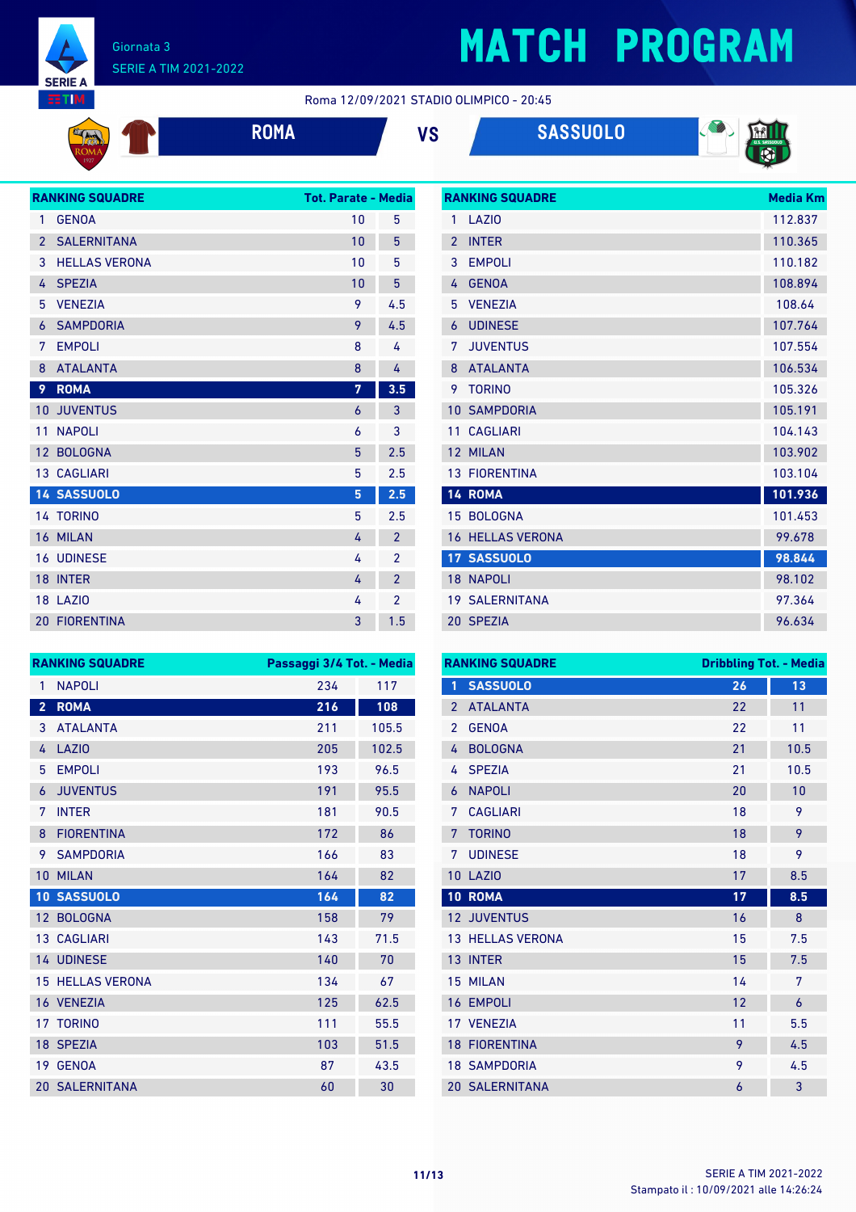Giornata 3

SERIE A TIM 2021-2022

# MATCH PROGRAM

Roma 12/09/2021 STADIO OLIMPICO - 20:45

## ROMA VS SASSUOLO

| RANKING SQUADRE | | Tot. Parate | Media |
|---|---|---|---|
| 1 | GENOA | 10 | 5 |
| 2 | SALERNITANA | 10 | 5 |
| 3 | HELLAS VERONA | 10 | 5 |
| 4 | SPEZIA | 10 | 5 |
| 5 | VENEZIA | 9 | 4.5 |
| 6 | SAMPDORIA | 9 | 4.5 |
| 7 | EMPOLI | 8 | 4 |
| 8 | ATALANTA | 8 | 4 |
| **9** | **ROMA** | **7** | **3.5** |
| 10 | JUVENTUS | 6 | 3 |
| 11 | NAPOLI | 6 | 3 |
| 12 | BOLOGNA | 5 | 2.5 |
| 13 | CAGLIARI | 5 | 2.5 |
| **14** | **SASSUOLO** | **5** | **2.5** |
| 14 | TORINO | 5 | 2.5 |
| 16 | MILAN | 4 | 2 |
| 16 | UDINESE | 4 | 2 |
| 18 | INTER | 4 | 2 |
| 18 | LAZIO | 4 | 2 |
| 20 | FIORENTINA | 3 | 1.5 |

| RANKING SQUADRE | | Media Km |
|---|---|---|
| 1 | LAZIO | 112.837 |
| 2 | INTER | 110.365 |
| 3 | EMPOLI | 110.182 |
| 4 | GENOA | 108.894 |
| 5 | VENEZIA | 108.64 |
| 6 | UDINESE | 107.764 |
| 7 | JUVENTUS | 107.554 |
| 8 | ATALANTA | 106.534 |
| 9 | TORINO | 105.326 |
| 10 | SAMPDORIA | 105.191 |
| 11 | CAGLIARI | 104.143 |
| 12 | MILAN | 103.902 |
| 13 | FIORENTINA | 103.104 |
| **14** | **ROMA** | **101.936** |
| 15 | BOLOGNA | 101.453 |
| 16 | HELLAS VERONA | 99.678 |
| **17** | **SASSUOLO** | **98.844** |
| 18 | NAPOLI | 98.102 |
| 19 | SALERNITANA | 97.364 |
| 20 | SPEZIA | 96.634 |

| RANKING SQUADRE | | Passaggi 3/4 Tot. | Media |
|---|---|---|---|
| 1 | NAPOLI | 234 | 117 |
| **2** | **ROMA** | **216** | **108** |
| 3 | ATALANTA | 211 | 105.5 |
| 4 | LAZIO | 205 | 102.5 |
| 5 | EMPOLI | 193 | 96.5 |
| 6 | JUVENTUS | 191 | 95.5 |
| 7 | INTER | 181 | 90.5 |
| 8 | FIORENTINA | 172 | 86 |
| 9 | SAMPDORIA | 166 | 83 |
| 10 | MILAN | 164 | 82 |
| **10** | **SASSUOLO** | **164** | **82** |
| 12 | BOLOGNA | 158 | 79 |
| 13 | CAGLIARI | 143 | 71.5 |
| 14 | UDINESE | 140 | 70 |
| 15 | HELLAS VERONA | 134 | 67 |
| 16 | VENEZIA | 125 | 62.5 |
| 17 | TORINO | 111 | 55.5 |
| 18 | SPEZIA | 103 | 51.5 |
| 19 | GENOA | 87 | 43.5 |
| 20 | SALERNITANA | 60 | 30 |

| RANKING SQUADRE | | Dribbling Tot. | Media |
|---|---|---|---|
| **1** | **SASSUOLO** | **26** | **13** |
| 2 | ATALANTA | 22 | 11 |
| 2 | GENOA | 22 | 11 |
| 4 | BOLOGNA | 21 | 10.5 |
| 4 | SPEZIA | 21 | 10.5 |
| 6 | NAPOLI | 20 | 10 |
| 7 | CAGLIARI | 18 | 9 |
| 7 | TORINO | 18 | 9 |
| 7 | UDINESE | 18 | 9 |
| 10 | LAZIO | 17 | 8.5 |
| **10** | **ROMA** | **17** | **8.5** |
| 12 | JUVENTUS | 16 | 8 |
| 13 | HELLAS VERONA | 15 | 7.5 |
| 13 | INTER | 15 | 7.5 |
| 15 | MILAN | 14 | 7 |
| 16 | EMPOLI | 12 | 6 |
| 17 | VENEZIA | 11 | 5.5 |
| 18 | FIORENTINA | 9 | 4.5 |
| 18 | SAMPDORIA | 9 | 4.5 |
| 20 | SALERNITANA | 6 | 3 |

Stampato il : 10/09/2021 alle 14:26:24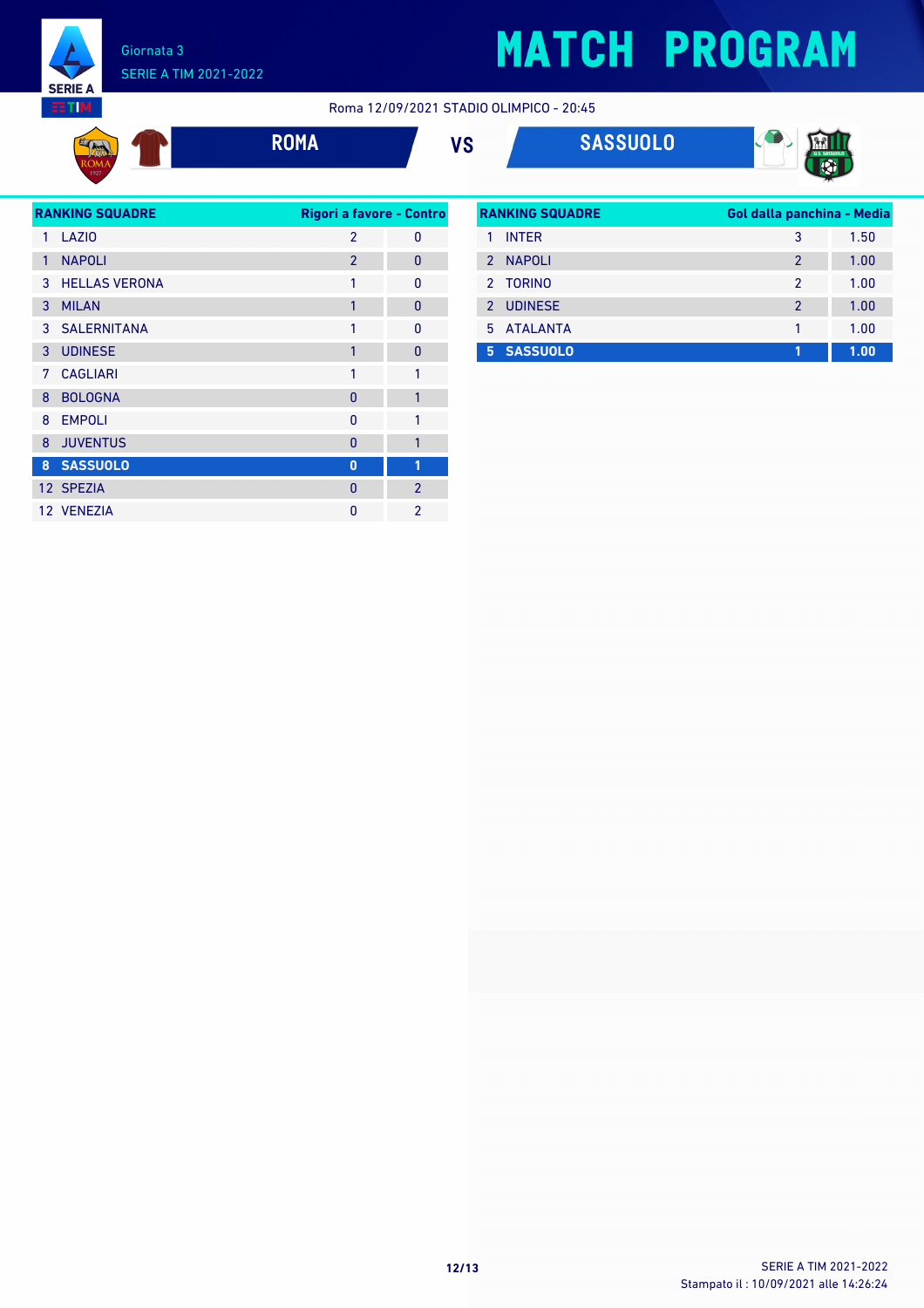# MATCH PROGRAM

Giornata 3

SERIE A TIM 2021-2022

Roma 12/09/2021 STADIO OLIMPICO - 20:45

**ROMA** VS **SASSUOLO**

| RANKING SQUADRE | | Rigori a favore | Contro |
|---|---|---|---|
| 1 | LAZIO | 2 | 0 |
| 1 | NAPOLI | 2 | 0 |
| 3 | HELLAS VERONA | 1 | 0 |
| 3 | MILAN | 1 | 0 |
| 3 | SALERNITANA | 1 | 0 |
| 3 | UDINESE | 1 | 0 |
| 7 | CAGLIARI | 1 | 1 |
| 8 | BOLOGNA | 0 | 1 |
| 8 | EMPOLI | 0 | 1 |
| 8 | JUVENTUS | 0 | 1 |
| **8** | **SASSUOLO** | **0** | **1** |
| 12 | SPEZIA | 0 | 2 |
| 12 | VENEZIA | 0 | 2 |

| RANKING SQUADRE | | Gol dalla panchina | Media |
|---|---|---|---|
| 1 | INTER | 3 | 1.50 |
| 2 | NAPOLI | 2 | 1.00 |
| 2 | TORINO | 2 | 1.00 |
| 2 | UDINESE | 2 | 1.00 |
| 5 | ATALANTA | 1 | 1.00 |
| **5** | **SASSUOLO** | **1** | **1.00** |

SERIE A TIM 2021-2022

Stampato il : 10/09/2021 alle 14:26:24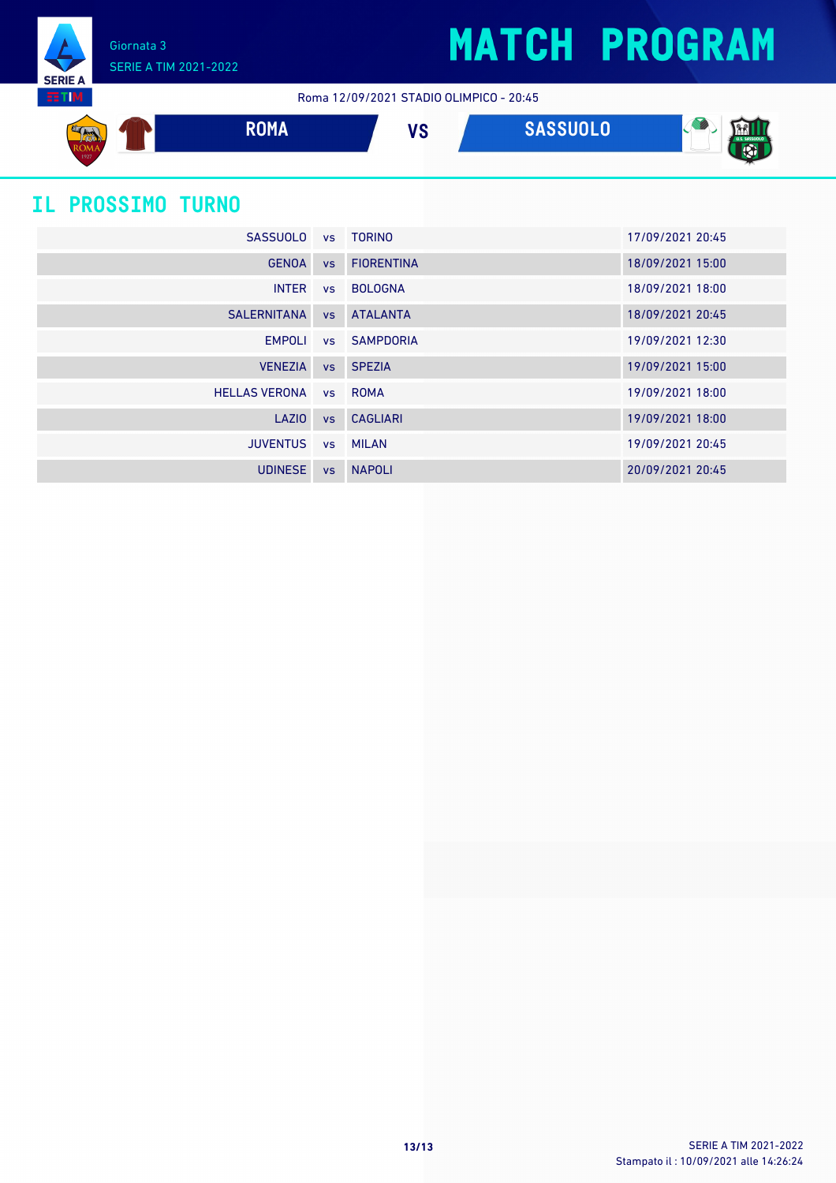Giornata 3
SERIE A TIM 2021-2022

# MATCH PROGRAM

Roma 12/09/2021 STADIO OLIMPICO - 20:45

**ROMA** VS **SASSUOLO**

## IL PROSSIMO TURNO

| | | | |
|---|---|---|---|
| SASSUOLO | vs | TORINO | 17/09/2021 20:45 |
| GENOA | vs | FIORENTINA | 18/09/2021 15:00 |
| INTER | vs | BOLOGNA | 18/09/2021 18:00 |
| SALERNITANA | vs | ATALANTA | 18/09/2021 20:45 |
| EMPOLI | vs | SAMPDORIA | 19/09/2021 12:30 |
| VENEZIA | vs | SPEZIA | 19/09/2021 15:00 |
| HELLAS VERONA | vs | ROMA | 19/09/2021 18:00 |
| LAZIO | vs | CAGLIARI | 19/09/2021 18:00 |
| JUVENTUS | vs | MILAN | 19/09/2021 20:45 |
| UDINESE | vs | NAPOLI | 20/09/2021 20:45 |

SERIE A TIM 2021-2022
Stampato il : 10/09/2021 alle 14:26:24